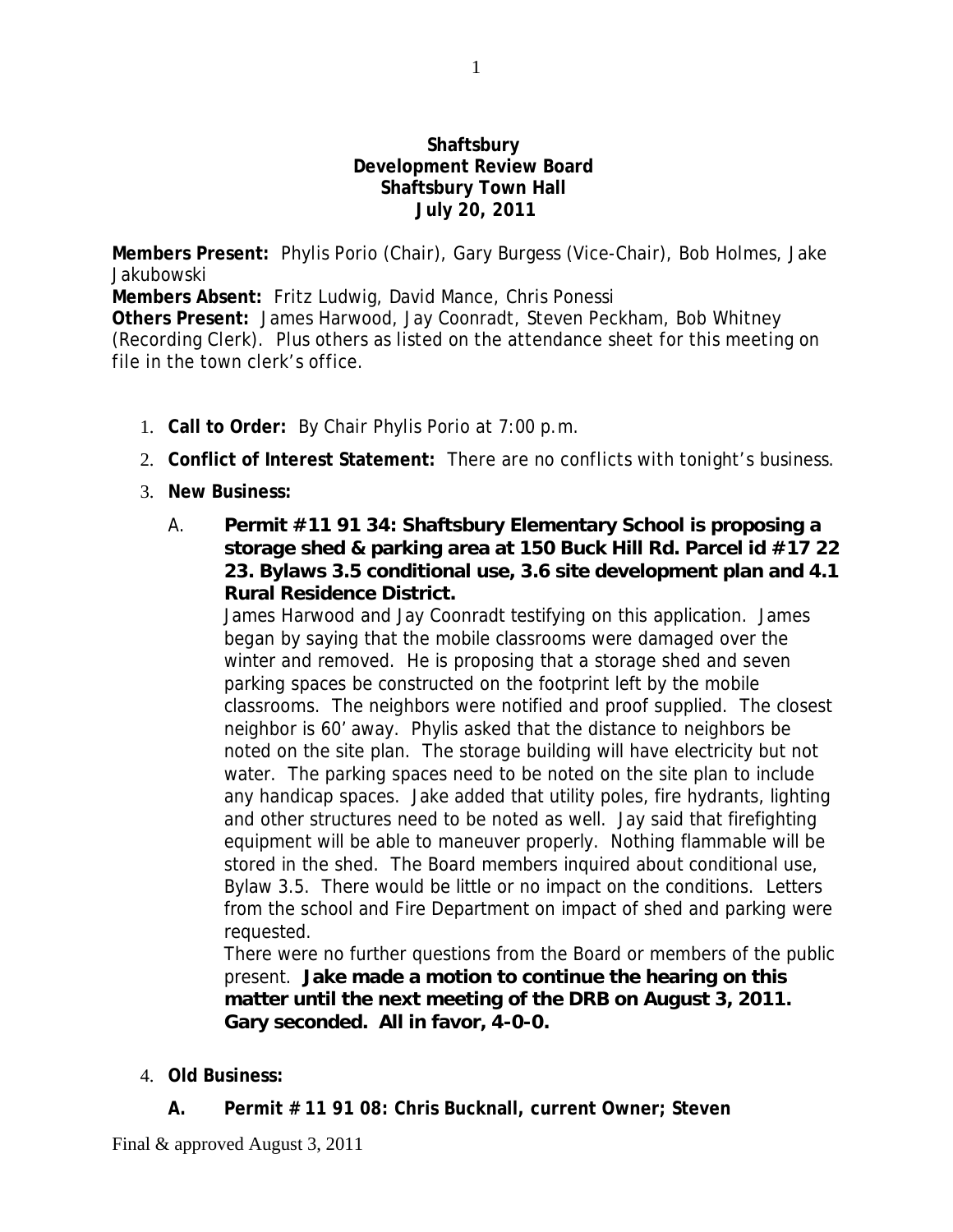**Shaftsbury**
**Development Review Board**
**Shaftsbury Town Hall**
**July 20, 2011**

**Members Present:** Phylis Porio (Chair), Gary Burgess (Vice-Chair), Bob Holmes, Jake Jakubowski
**Members Absent:** Fritz Ludwig, David Mance, Chris Ponessi
**Others Present:** James Harwood, Jay Coonradt, Steven Peckham, Bob Whitney (Recording Clerk). Plus others as listed on the attendance sheet for this meeting on file in the town clerk's office.

1. **Call to Order:** By Chair Phylis Porio at 7:00 p.m.
2. **Conflict of Interest Statement:** There are no conflicts with tonight's business.
3. **New Business:**

   A. **Permit #11 91 34: Shaftsbury Elementary School is proposing a storage shed & parking area at 150 Buck Hill Rd. Parcel id #17 22 23. Bylaws 3.5 conditional use, 3.6 site development plan and 4.1 Rural Residence District.**
   James Harwood and Jay Coonradt testifying on this application. James began by saying that the mobile classrooms were damaged over the winter and removed. He is proposing that a storage shed and seven parking spaces be constructed on the footprint left by the mobile classrooms. The neighbors were notified and proof supplied. The closest neighbor is 60' away. Phylis asked that the distance to neighbors be noted on the site plan. The storage building will have electricity but not water. The parking spaces need to be noted on the site plan to include any handicap spaces. Jake added that utility poles, fire hydrants, lighting and other structures need to be noted as well. Jay said that firefighting equipment will be able to maneuver properly. Nothing flammable will be stored in the shed. The Board members inquired about conditional use, Bylaw 3.5. There would be little or no impact on the conditions. Letters from the school and Fire Department on impact of shed and parking were requested.
   There were no further questions from the Board or members of the public present. **Jake made a motion to continue the hearing on this matter until the next meeting of the DRB on August 3, 2011. Gary seconded. All in favor, 4-0-0.**

4. **Old Business:**

   **A. Permit # 11 91 08: Chris Bucknall, current Owner; Steven**

Final & approved August 3, 2011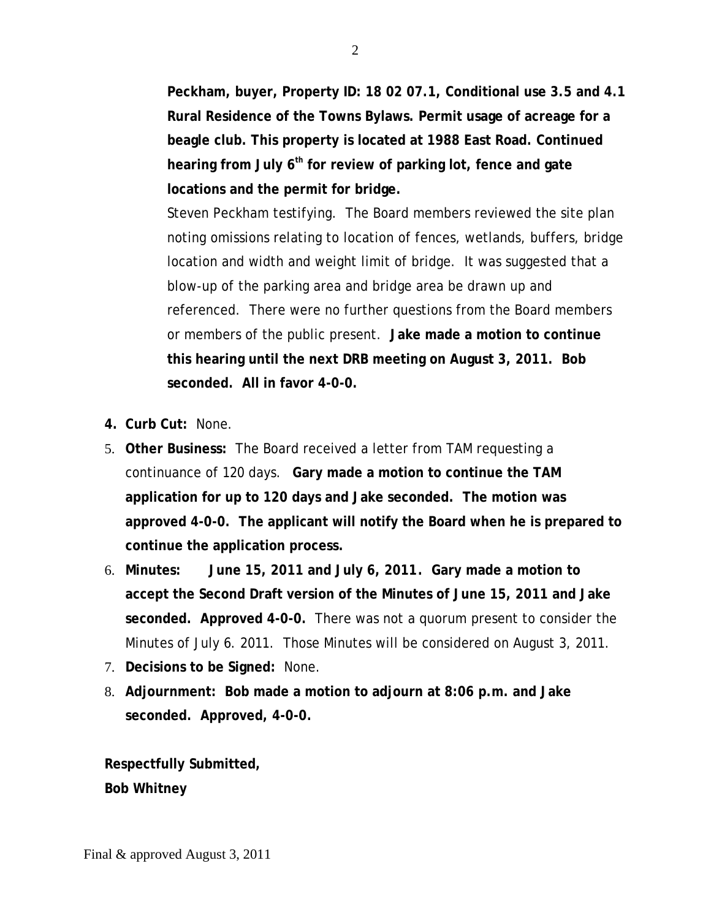**Peckham, buyer, Property ID: 18 02 07.1, Conditional use 3.5 and 4.1 Rural Residence of the Towns Bylaws. Permit usage of acreage for a beagle club. This property is located at 1988 East Road. Continued hearing from July 6th for review of parking lot, fence and gate locations and the permit for bridge.**

Steven Peckham testifying. The Board members reviewed the site plan noting omissions relating to location of fences, wetlands, buffers, bridge location and width and weight limit of bridge. It was suggested that a blow-up of the parking area and bridge area be drawn up and referenced. There were no further questions from the Board members or members of the public present. **Jake made a motion to continue this hearing until the next DRB meeting on August 3, 2011. Bob seconded. All in favor 4-0-0.**

4. **Curb Cut:** None.
5. **Other Business:** The Board received a letter from TAM requesting a continuance of 120 days. **Gary made a motion to continue the TAM application for up to 120 days and Jake seconded. The motion was approved 4-0-0. The applicant will notify the Board when he is prepared to continue the application process.**
6. **Minutes: June 15, 2011 and July 6, 2011. Gary made a motion to accept the Second Draft version of the Minutes of June 15, 2011 and Jake seconded. Approved 4-0-0.** There was not a quorum present to consider the Minutes of July 6. 2011. Those Minutes will be considered on August 3, 2011.
7. **Decisions to be Signed:** None.
8. **Adjournment: Bob made a motion to adjourn at 8:06 p.m. and Jake seconded. Approved, 4-0-0.**

**Respectfully Submitted,**
**Bob Whitney**

Final & approved August 3, 2011